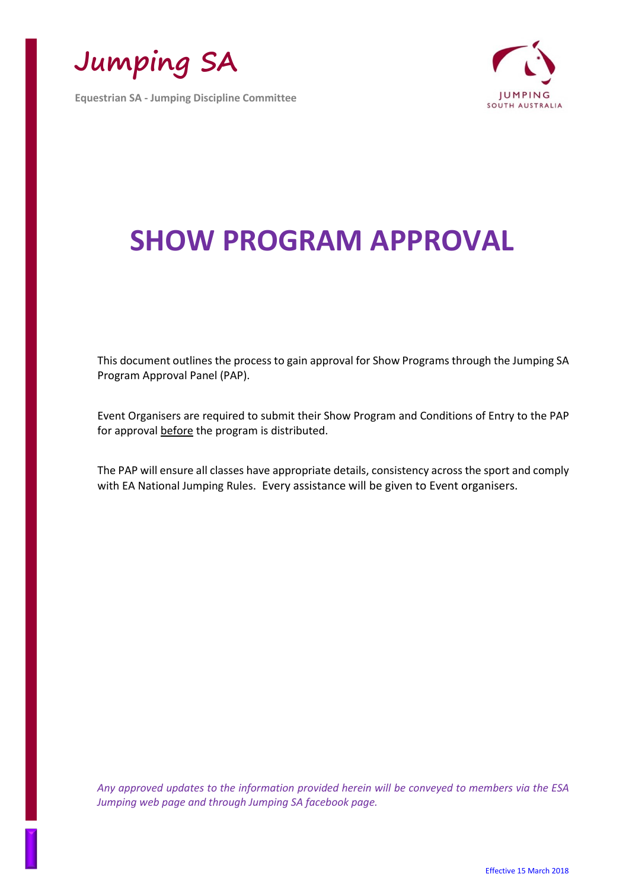Jumping SA

Equestrian SA - Jumping Discipline Committee

JUMPING SOUTH AUSTRALIA

# SHOW PROGRAM APPROVAL

This document outlines the process to gain approval for Show Programs through the Jumping SA Program Approval Panel (PAP).

Event Organisers are required to submit their Show Program and Conditions of Entry to the PAP for approval before the program is distributed.

The PAP will ensure all classes have appropriate details, consistency across the sport and comply with EA National Jumping Rules. Every assistance will be given to Event organisers.

*Any approved updates to the information provided herein will be conveyed to members via the ESA Jumping web page and through Jumping SA facebook page.*

Effective 15 March 2018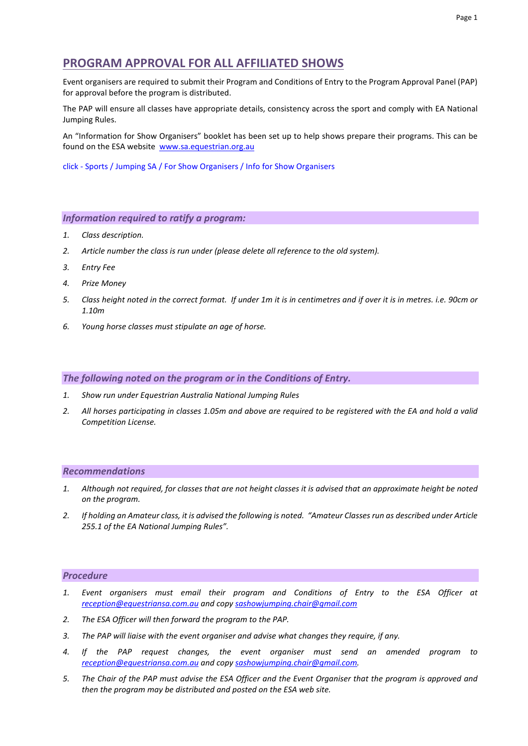## PROGRAM APPROVAL FOR ALL AFFILIATED SHOWS

Event organisers are required to submit their Program and Conditions of Entry to the Program Approval Panel (PAP) for approval before the program is distributed.

The PAP will ensure all classes have appropriate details, consistency across the sport and comply with EA National Jumping Rules.

An "Information for Show Organisers" booklet has been set up to help shows prepare their programs. This can be found on the ESA website [www.sa.equestrian.org.au](http://www.sa.equestrian.org.au)

click - Sports / Jumping SA / For Show Organisers / Info for Show Organisers

### *Information required to ratify a program:*

1. *Class description.*
2. *Article number the class is run under (please delete all reference to the old system).*
3. *Entry Fee*
4. *Prize Money*
5. *Class height noted in the correct format. If under 1m it is in centimetres and if over it is in metres. i.e. 90cm or 1.10m*
6. *Young horse classes must stipulate an age of horse.*

### *The following noted on the program or in the Conditions of Entry.*

1. *Show run under Equestrian Australia National Jumping Rules*
2. *All horses participating in classes 1.05m and above are required to be registered with the EA and hold a valid Competition License.*

### *Recommendations*

1. *Although not required, for classes that are not height classes it is advised that an approximate height be noted on the program.*
2. *If holding an Amateur class, it is advised the following is noted. "Amateur Classes run as described under Article 255.1 of the EA National Jumping Rules".*

### *Procedure*

1. *Event organisers must email their program and Conditions of Entry to the ESA Officer at [reception@equestriansa.com.au](mailto:reception@equestriansa.com.au) and copy [sashowjumping.chair@gmail.com](mailto:sashowjumping.chair@gmail.com)*
2. *The ESA Officer will then forward the program to the PAP.*
3. *The PAP will liaise with the event organiser and advise what changes they require, if any.*
4. *If the PAP request changes, the event organiser must send an amended program to [reception@equestriansa.com.au](mailto:reception@equestriansa.com.au) and copy [sashowjumping.chair@gmail.com](mailto:sashowjumping.chair@gmail.com).*
5. *The Chair of the PAP must advise the ESA Officer and the Event Organiser that the program is approved and then the program may be distributed and posted on the ESA web site.*